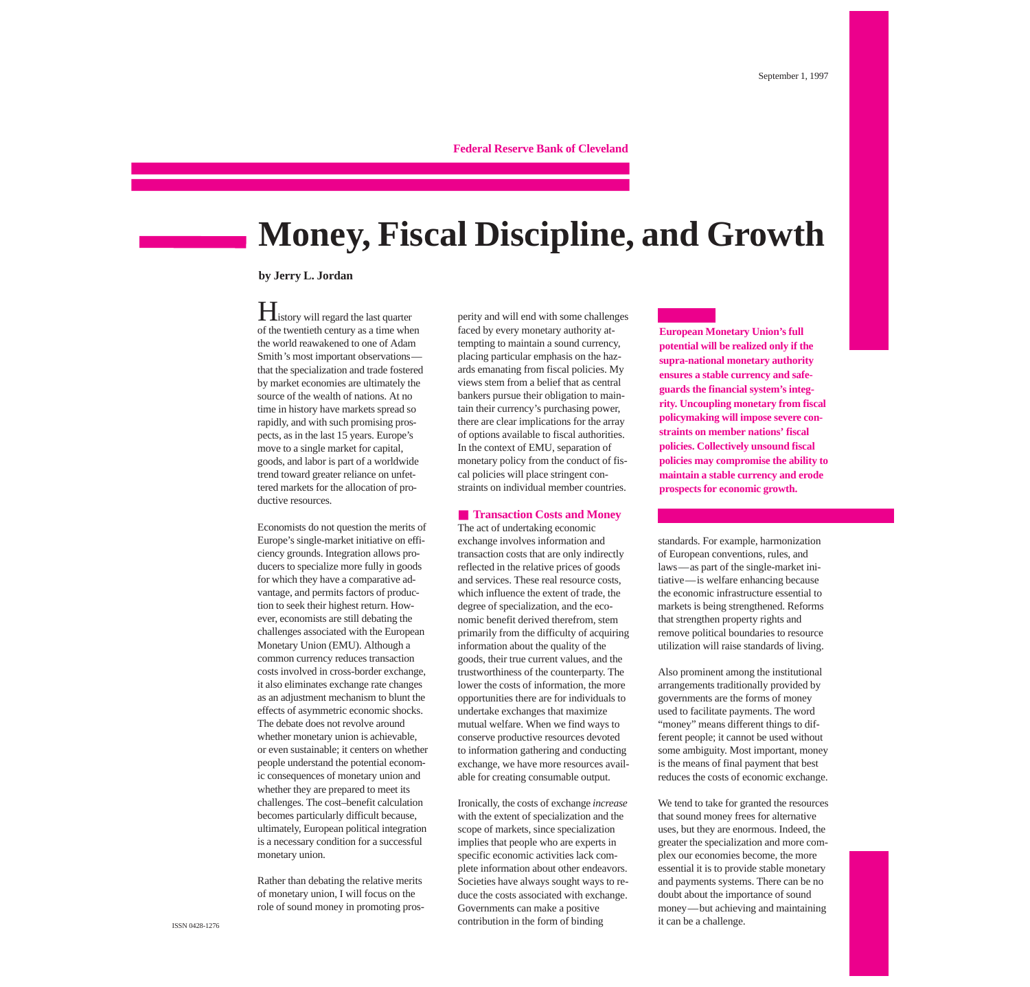September 1, 1997

**Federal Reserve Bank of Cleveland**

# Money, Fiscal Discipline, and Growth

**by Jerry L. Jordan**

History will regard the last quarter of the twentieth century as a time when the world reawakened to one of Adam Smith's most important observations—that the specialization and trade fostered by market economies are ultimately the source of the wealth of nations. At no time in history have markets spread so rapidly, and with such promising prospects, as in the last 15 years. Europe's move to a single market for capital, goods, and labor is part of a worldwide trend toward greater reliance on unfettered markets for the allocation of productive resources.

Economists do not question the merits of Europe's single-market initiative on efficiency grounds. Integration allows producers to specialize more fully in goods for which they have a comparative advantage, and permits factors of production to seek their highest return. However, economists are still debating the challenges associated with the European Monetary Union (EMU). Although a common currency reduces transaction costs involved in cross-border exchange, it also eliminates exchange rate changes as an adjustment mechanism to blunt the effects of asymmetric economic shocks. The debate does not revolve around whether monetary union is achievable, or even sustainable; it centers on whether people understand the potential economic consequences of monetary union and whether they are prepared to meet its challenges. The cost–benefit calculation becomes particularly difficult because, ultimately, European political integration is a necessary condition for a successful monetary union.

Rather than debating the relative merits of monetary union, I will focus on the role of sound money in promoting prosperity and will end with some challenges faced by every monetary authority attempting to maintain a sound currency, placing particular emphasis on the hazards emanating from fiscal policies. My views stem from a belief that as central bankers pursue their obligation to maintain their currency's purchasing power, there are clear implications for the array of options available to fiscal authorities. In the context of EMU, separation of monetary policy from the conduct of fiscal policies will place stringent constraints on individual member countries.

**European Monetary Union's full potential will be realized only if the supra-national monetary authority ensures a stable currency and safeguards the financial system's integrity. Uncoupling monetary from fiscal policymaking will impose severe constraints on member nations' fiscal policies. Collectively unsound fiscal policies may compromise the ability to maintain a stable currency and erode prospects for economic growth.**

## Transaction Costs and Money

The act of undertaking economic exchange involves information and transaction costs that are only indirectly reflected in the relative prices of goods and services. These real resource costs, which influence the extent of trade, the degree of specialization, and the economic benefit derived therefrom, stem primarily from the difficulty of acquiring information about the quality of the goods, their true current values, and the trustworthiness of the counterparty. The lower the costs of information, the more opportunities there are for individuals to undertake exchanges that maximize mutual welfare. When we find ways to conserve productive resources devoted to information gathering and conducting exchange, we have more resources available for creating consumable output.

Ironically, the costs of exchange *increase* with the extent of specialization and the scope of markets, since specialization implies that people who are experts in specific economic activities lack complete information about other endeavors. Societies have always sought ways to reduce the costs associated with exchange. Governments can make a positive contribution in the form of binding standards. For example, harmonization of European conventions, rules, and laws—as part of the single-market initiative—is welfare enhancing because the economic infrastructure essential to markets is being strengthened. Reforms that strengthen property rights and remove political boundaries to resource utilization will raise standards of living.

Also prominent among the institutional arrangements traditionally provided by governments are the forms of money used to facilitate payments. The word "money" means different things to different people; it cannot be used without some ambiguity. Most important, money is the means of final payment that best reduces the costs of economic exchange.

We tend to take for granted the resources that sound money frees for alternative uses, but they are enormous. Indeed, the greater the specialization and more complex our economies become, the more essential it is to provide stable monetary and payments systems. There can be no doubt about the importance of sound money—but achieving and maintaining it can be a challenge.

ISSN 0428-1276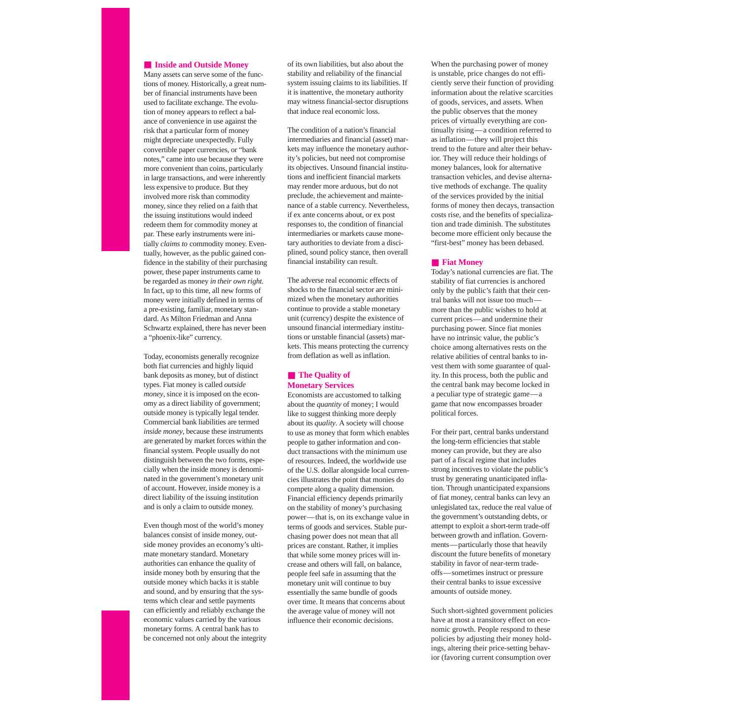## Inside and Outside Money

Many assets can serve some of the functions of money. Historically, a great number of financial instruments have been used to facilitate exchange. The evolution of money appears to reflect a balance of convenience in use against the risk that a particular form of money might depreciate unexpectedly. Fully convertible paper currencies, or "bank notes," came into use because they were more convenient than coins, particularly in large transactions, and were inherently less expensive to produce. But they involved more risk than commodity money, since they relied on a faith that the issuing institutions would indeed redeem them for commodity money at par. These early instruments were initially *claims to* commodity money. Eventually, however, as the public gained confidence in the stability of their purchasing power, these paper instruments came to be regarded as money *in their own right*. In fact, up to this time, all new forms of money were initially defined in terms of a pre-existing, familiar, monetary standard. As Milton Friedman and Anna Schwartz explained, there has never been a "phoenix-like" currency.

Today, economists generally recognize both fiat currencies and highly liquid bank deposits as money, but of distinct types. Fiat money is called *outside money*, since it is imposed on the economy as a direct liability of government; outside money is typically legal tender. Commercial bank liabilities are termed *inside money*, because these instruments are generated by market forces within the financial system. People usually do not distinguish between the two forms, especially when the inside money is denominated in the government's monetary unit of account. However, inside money is a direct liability of the issuing institution and is only a claim to outside money.

Even though most of the world's money balances consist of inside money, outside money provides an economy's ultimate monetary standard. Monetary authorities can enhance the quality of inside money both by ensuring that the outside money which backs it is stable and sound, and by ensuring that the systems which clear and settle payments can efficiently and reliably exchange the economic values carried by the various monetary forms. A central bank has to be concerned not only about the integrity of its own liabilities, but also about the stability and reliability of the financial system issuing claims to its liabilities. If it is inattentive, the monetary authority may witness financial-sector disruptions that induce real economic loss.

The condition of a nation's financial intermediaries and financial (asset) markets may influence the monetary authority's policies, but need not compromise its objectives. Unsound financial institutions and inefficient financial markets may render more arduous, but do not preclude, the achievement and maintenance of a stable currency. Nevertheless, if ex ante concerns about, or ex post responses to, the condition of financial intermediaries or markets cause monetary authorities to deviate from a disciplined, sound policy stance, then overall financial instability can result.

The adverse real economic effects of shocks to the financial sector are minimized when the monetary authorities continue to provide a stable monetary unit (currency) despite the existence of unsound financial intermediary institutions or unstable financial (assets) markets. This means protecting the currency from deflation as well as inflation.

## The Quality of Monetary Services

Economists are accustomed to talking about the *quantity* of money; I would like to suggest thinking more deeply about its *quality*. A society will choose to use as money that form which enables people to gather information and conduct transactions with the minimum use of resources. Indeed, the worldwide use of the U.S. dollar alongside local currencies illustrates the point that monies do compete along a quality dimension. Financial efficiency depends primarily on the stability of money's purchasing power—that is, on its exchange value in terms of goods and services. Stable purchasing power does not mean that all prices are constant. Rather, it implies that while some money prices will increase and others will fall, on balance, people feel safe in assuming that the monetary unit will continue to buy essentially the same bundle of goods over time. It means that concerns about the average value of money will not influence their economic decisions.

When the purchasing power of money is unstable, price changes do not efficiently serve their function of providing information about the relative scarcities of goods, services, and assets. When the public observes that the money prices of virtually everything are continually rising—a condition referred to as inflation—they will project this trend to the future and alter their behavior. They will reduce their holdings of money balances, look for alternative transaction vehicles, and devise alternative methods of exchange. The quality of the services provided by the initial forms of money then decays, transaction costs rise, and the benefits of specialization and trade diminish. The substitutes become more efficient only because the "first-best" money has been debased.

## Fiat Money

Today's national currencies are fiat. The stability of fiat currencies is anchored only by the public's faith that their central banks will not issue too much—more than the public wishes to hold at current prices—and undermine their purchasing power. Since fiat monies have no intrinsic value, the public's choice among alternatives rests on the relative abilities of central banks to invest them with some guarantee of quality. In this process, both the public and the central bank may become locked in a peculiar type of strategic game—a game that now encompasses broader political forces.

For their part, central banks understand the long-term efficiencies that stable money can provide, but they are also part of a fiscal regime that includes strong incentives to violate the public's trust by generating unanticipated inflation. Through unanticipated expansions of fiat money, central banks can levy an unlegislated tax, reduce the real value of the government's outstanding debts, or attempt to exploit a short-term trade-off between growth and inflation. Governments—particularly those that heavily discount the future benefits of monetary stability in favor of near-term trade-offs—sometimes instruct or pressure their central banks to issue excessive amounts of outside money.

Such short-sighted government policies have at most a transitory effect on economic growth. People respond to these policies by adjusting their money holdings, altering their price-setting behavior (favoring current consumption over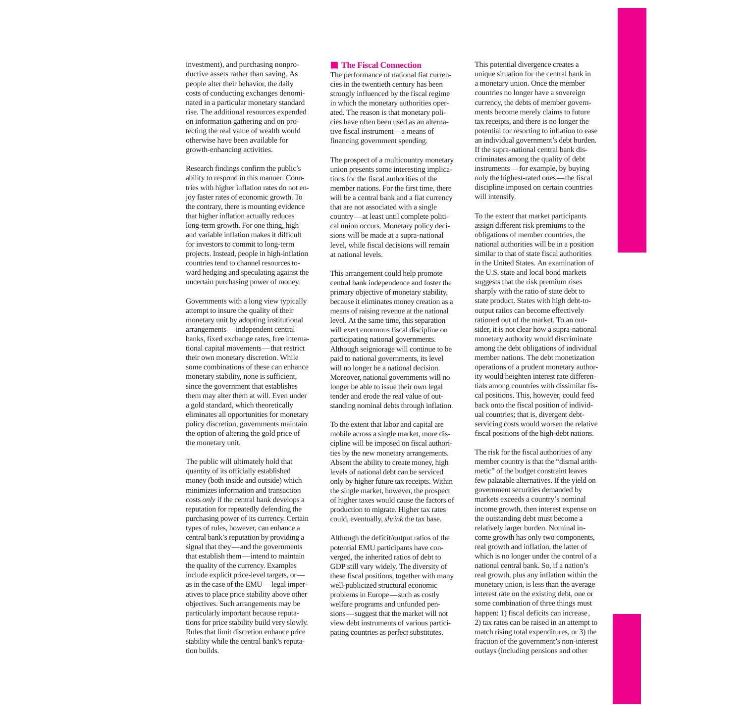investment), and purchasing nonproductive assets rather than saving. As people alter their behavior, the daily costs of conducting exchanges denominated in a particular monetary standard rise. The additional resources expended on information gathering and on protecting the real value of wealth would otherwise have been available for growth-enhancing activities.

Research findings confirm the public's ability to respond in this manner: Countries with higher inflation rates do not enjoy faster rates of economic growth. To the contrary, there is mounting evidence that higher inflation actually reduces long-term growth. For one thing, high and variable inflation makes it difficult for investors to commit to long-term projects. Instead, people in high-inflation countries tend to channel resources toward hedging and speculating against the uncertain purchasing power of money.

Governments with a long view typically attempt to insure the quality of their monetary unit by adopting institutional arrangements — independent central banks, fixed exchange rates, free international capital movements — that restrict their own monetary discretion. While some combinations of these can enhance monetary stability, none is sufficient, since the government that establishes them may alter them at will. Even under a gold standard, which theoretically eliminates all opportunities for monetary policy discretion, governments maintain the option of altering the gold price of the monetary unit.

The public will ultimately hold that quantity of its officially established money (both inside and outside) which minimizes information and transaction costs *only* if the central bank develops a reputation for repeatedly defending the purchasing power of its currency. Certain types of rules, however, can enhance a central bank's reputation by providing a signal that they — and the governments that establish them — intend to maintain the quality of the currency. Examples include explicit price-level targets, or — as in the case of the EMU — legal imperatives to place price stability above other objectives. Such arrangements may be particularly important because reputations for price stability build very slowly. Rules that limit discretion enhance price stability while the central bank's reputation builds.

## The Fiscal Connection

The performance of national fiat currencies in the twentieth century has been strongly influenced by the fiscal regime in which the monetary authorities operated. The reason is that monetary policies have often been used as an alternative fiscal instrument—a means of financing government spending.

The prospect of a multicountry monetary union presents some interesting implications for the fiscal authorities of the member nations. For the first time, there will be a central bank and a fiat currency that are not associated with a single country — at least until complete political union occurs. Monetary policy decisions will be made at a supra-national level, while fiscal decisions will remain at national levels.

This arrangement could help promote central bank independence and foster the primary objective of monetary stability, because it eliminates money creation as a means of raising revenue at the national level. At the same time, this separation will exert enormous fiscal discipline on participating national governments. Although seigniorage will continue to be paid to national governments, its level will no longer be a national decision. Moreover, national governments will no longer be able to issue their own legal tender and erode the real value of outstanding nominal debts through inflation.

To the extent that labor and capital are mobile across a single market, more discipline will be imposed on fiscal authorities by the new monetary arrangements. Absent the ability to create money, high levels of national debt can be serviced only by higher future tax receipts. Within the single market, however, the prospect of higher taxes would cause the factors of production to migrate. Higher tax rates could, eventually, *shrink* the tax base.

Although the deficit/output ratios of the potential EMU participants have converged, the inherited ratios of debt to GDP still vary widely. The diversity of these fiscal positions, together with many well-publicized structural economic problems in Europe — such as costly welfare programs and unfunded pensions — suggest that the market will not view debt instruments of various participating countries as perfect substitutes.

This potential divergence creates a unique situation for the central bank in a monetary union. Once the member countries no longer have a sovereign currency, the debts of member governments become merely claims to future tax receipts, and there is no longer the potential for resorting to inflation to ease an individual government's debt burden. If the supra-national central bank discriminates among the quality of debt instruments — for example, by buying only the highest-rated ones — the fiscal discipline imposed on certain countries will intensify.

To the extent that market participants assign different risk premiums to the obligations of member countries, the national authorities will be in a position similar to that of state fiscal authorities in the United States. An examination of the U.S. state and local bond markets suggests that the risk premium rises sharply with the ratio of state debt to state product. States with high debt-to-output ratios can become effectively rationed out of the market. To an outsider, it is not clear how a supra-national monetary authority would discriminate among the debt obligations of individual member nations. The debt monetization operations of a prudent monetary authority would heighten interest rate differentials among countries with dissimilar fiscal positions. This, however, could feed back onto the fiscal position of individual countries; that is, divergent debt-servicing costs would worsen the relative fiscal positions of the high-debt nations.

The risk for the fiscal authorities of any member country is that the "dismal arithmetic" of the budget constraint leaves few palatable alternatives. If the yield on government securities demanded by markets exceeds a country's nominal income growth, then interest expense on the outstanding debt must become a relatively larger burden. Nominal income growth has only two components, real growth and inflation, the latter of which is no longer under the control of a national central bank. So, if a nation's real growth, plus any inflation within the monetary union, is less than the average interest rate on the existing debt, one or some combination of three things must happen: 1) fiscal deficits can increase, 2) tax rates can be raised in an attempt to match rising total expenditures, or 3) the fraction of the government's non-interest outlays (including pensions and other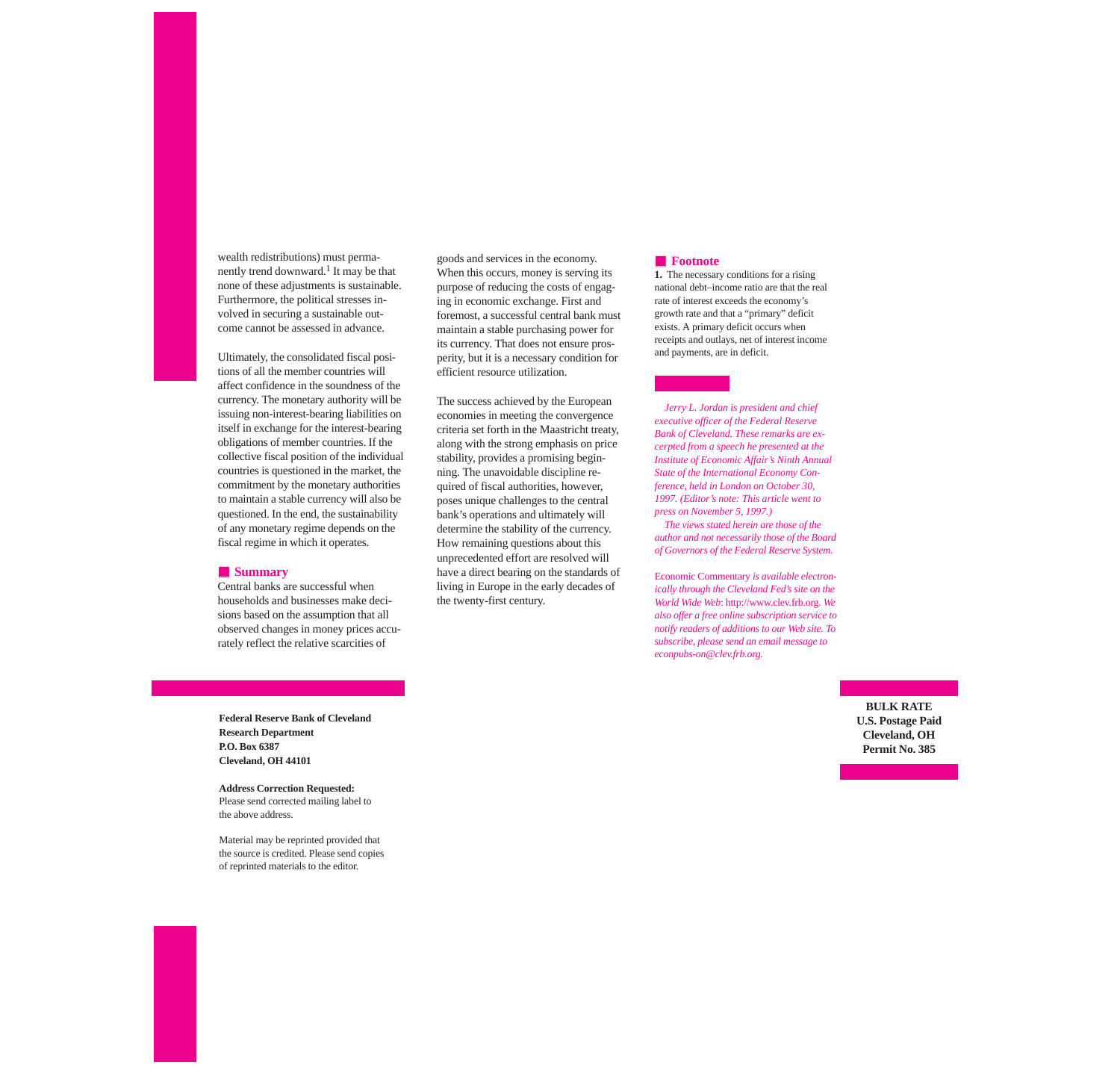wealth redistributions) must permanently trend downward.[1] It may be that none of these adjustments is sustainable. Furthermore, the political stresses involved in securing a sustainable outcome cannot be assessed in advance.

Ultimately, the consolidated fiscal positions of all the member countries will affect confidence in the soundness of the currency. The monetary authority will be issuing non-interest-bearing liabilities on itself in exchange for the interest-bearing obligations of member countries. If the collective fiscal position of the individual countries is questioned in the market, the commitment by the monetary authorities to maintain a stable currency will also be questioned. In the end, the sustainability of any monetary regime depends on the fiscal regime in which it operates.

## Summary

Central banks are successful when households and businesses make decisions based on the assumption that all observed changes in money prices accurately reflect the relative scarcities of goods and services in the economy. When this occurs, money is serving its purpose of reducing the costs of engaging in economic exchange. First and foremost, a successful central bank must maintain a stable purchasing power for its currency. That does not ensure prosperity, but it is a necessary condition for efficient resource utilization.

The success achieved by the European economies in meeting the convergence criteria set forth in the Maastricht treaty, along with the strong emphasis on price stability, provides a promising beginning. The unavoidable discipline required of fiscal authorities, however, poses unique challenges to the central bank's operations and ultimately will determine the stability of the currency. How remaining questions about this unprecedented effort are resolved will have a direct bearing on the standards of living in Europe in the early decades of the twenty-first century.

## Footnote

**1.** The necessary conditions for a rising national debt–income ratio are that the real rate of interest exceeds the economy's growth rate and that a "primary" deficit exists. A primary deficit occurs when receipts and outlays, net of interest income and payments, are in deficit.

*Jerry L. Jordan is president and chief executive officer of the Federal Reserve Bank of Cleveland. These remarks are excerpted from a speech he presented at the Institute of Economic Affair's Ninth Annual State of the International Economy Conference, held in London on October 30, 1997. (Editor's note: This article went to press on November 5, 1997.)*

*The views stated herein are those of the author and not necessarily those of the Board of Governors of the Federal Reserve System.*

Economic Commentary *is available electronically through the Cleveland Fed's site on the World Wide Web*: http://www.clev.frb.org. *We also offer a free online subscription service to notify readers of additions to our Web site. To subscribe, please send an email message to econpubs-on@clev.frb.org.*

**Federal Reserve Bank of Cleveland**
**Research Department**
**P.O. Box 6387**
**Cleveland, OH 44101**

**Address Correction Requested:**
Please send corrected mailing label to the above address.

Material may be reprinted provided that the source is credited. Please send copies of reprinted materials to the editor.

**BULK RATE**
**U.S. Postage Paid**
**Cleveland, OH**
**Permit No. 385**